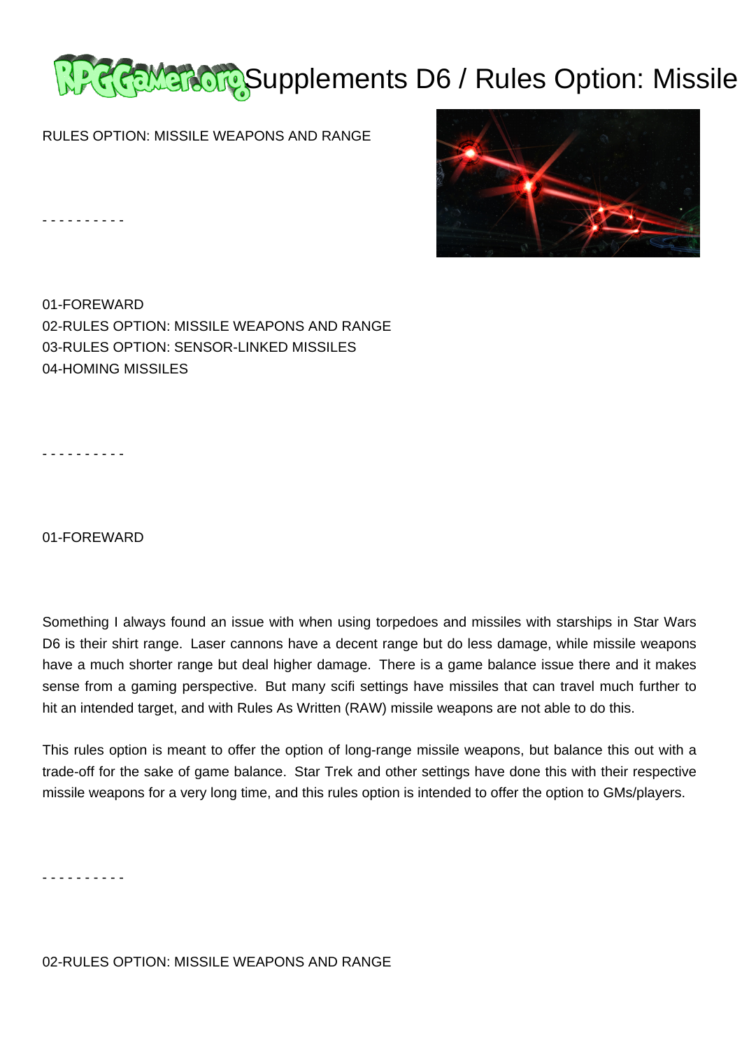# Supplements D6 / Rules Option: Missile

RULES OPTION: MISSILE WEAPONS AND RANGE

- - - - - - - - - -

01-FOREWARD
02-RULES OPTION: MISSILE WEAPONS AND RANGE
03-RULES OPTION: SENSOR-LINKED MISSILES
04-HOMING MISSILES

- - - - - - - - - -

## 01-FOREWARD

Something I always found an issue with when using torpedoes and missiles with starships in Star Wars D6 is their shirt range. Laser cannons have a decent range but do less damage, while missile weapons have a much shorter range but deal higher damage. There is a game balance issue there and it makes sense from a gaming perspective. But many scifi settings have missiles that can travel much further to hit an intended target, and with Rules As Written (RAW) missile weapons are not able to do this.

This rules option is meant to offer the option of long-range missile weapons, but balance this out with a trade-off for the sake of game balance. Star Trek and other settings have done this with their respective missile weapons for a very long time, and this rules option is intended to offer the option to GMs/players.

- - - - - - - - - -

## 02-RULES OPTION: MISSILE WEAPONS AND RANGE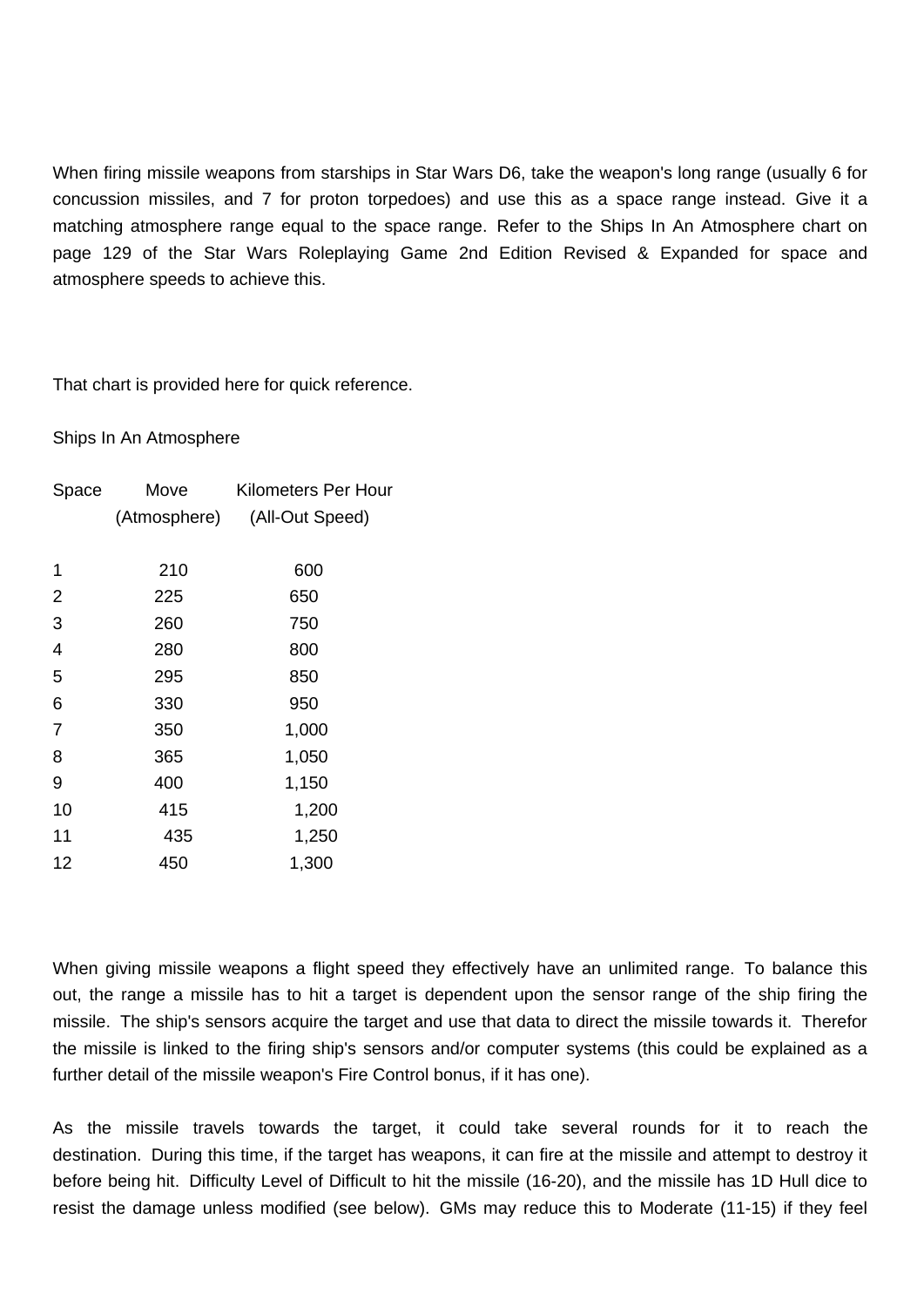When firing missile weapons from starships in Star Wars D6, take the weapon's long range (usually 6 for concussion missiles, and 7 for proton torpedoes) and use this as a space range instead. Give it a matching atmosphere range equal to the space range. Refer to the Ships In An Atmosphere chart on page 129 of the Star Wars Roleplaying Game 2nd Edition Revised & Expanded for space and atmosphere speeds to achieve this.

That chart is provided here for quick reference.

Ships In An Atmosphere

| Space | Move (Atmosphere) | Kilometers Per Hour (All-Out Speed) |
|---|---|---|
| 1 | 210 | 600 |
| 2 | 225 | 650 |
| 3 | 260 | 750 |
| 4 | 280 | 800 |
| 5 | 295 | 850 |
| 6 | 330 | 950 |
| 7 | 350 | 1,000 |
| 8 | 365 | 1,050 |
| 9 | 400 | 1,150 |
| 10 | 415 | 1,200 |
| 11 | 435 | 1,250 |
| 12 | 450 | 1,300 |

When giving missile weapons a flight speed they effectively have an unlimited range. To balance this out, the range a missile has to hit a target is dependent upon the sensor range of the ship firing the missile. The ship's sensors acquire the target and use that data to direct the missile towards it. Therefor the missile is linked to the firing ship's sensors and/or computer systems (this could be explained as a further detail of the missile weapon's Fire Control bonus, if it has one).

As the missile travels towards the target, it could take several rounds for it to reach the destination. During this time, if the target has weapons, it can fire at the missile and attempt to destroy it before being hit. Difficulty Level of Difficult to hit the missile (16-20), and the missile has 1D Hull dice to resist the damage unless modified (see below). GMs may reduce this to Moderate (11-15) if they feel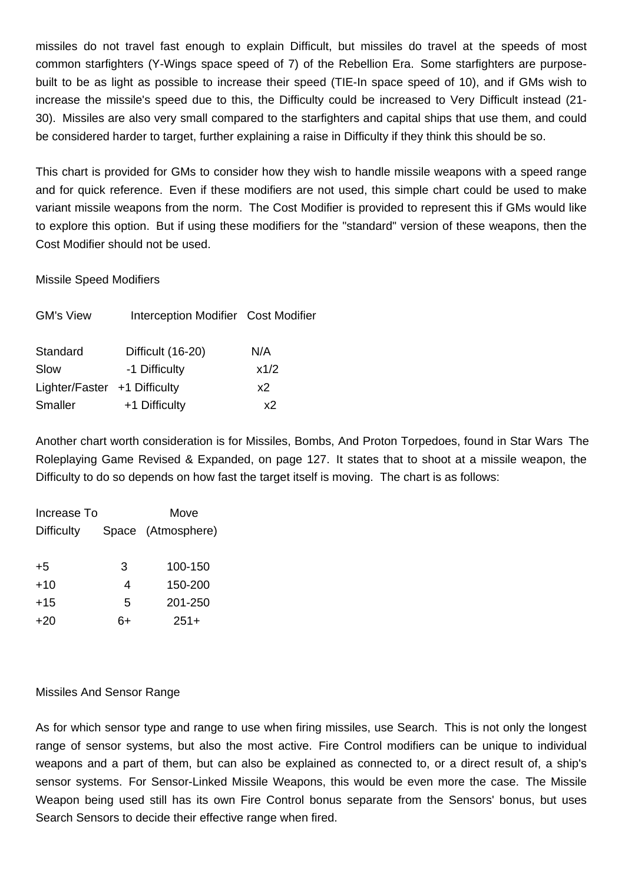missiles do not travel fast enough to explain Difficult, but missiles do travel at the speeds of most common starfighters (Y-Wings space speed of 7) of the Rebellion Era. Some starfighters are purpose-built to be as light as possible to increase their speed (TIE-In space speed of 10), and if GMs wish to increase the missile's speed due to this, the Difficulty could be increased to Very Difficult instead (21-30). Missiles are also very small compared to the starfighters and capital ships that use them, and could be considered harder to target, further explaining a raise in Difficulty if they think this should be so.

This chart is provided for GMs to consider how they wish to handle missile weapons with a speed range and for quick reference. Even if these modifiers are not used, this simple chart could be used to make variant missile weapons from the norm. The Cost Modifier is provided to represent this if GMs would like to explore this option. But if using these modifiers for the "standard" version of these weapons, then the Cost Modifier should not be used.

Missile Speed Modifiers

| GM's View | Interception Modifier | Cost Modifier |
|---|---|---|
| Standard | Difficult (16-20) | N/A |
| Slow | -1 Difficulty | x1/2 |
| Lighter/Faster | +1 Difficulty | x2 |
| Smaller | +1 Difficulty | x2 |

Another chart worth consideration is for Missiles, Bombs, And Proton Torpedoes, found in Star Wars The Roleplaying Game Revised & Expanded, on page 127. It states that to shoot at a missile weapon, the Difficulty to do so depends on how fast the target itself is moving. The chart is as follows:

| Increase To Difficulty | Move Space | (Atmosphere) |
|---|---|---|
| +5 | 3 | 100-150 |
| +10 | 4 | 150-200 |
| +15 | 5 | 201-250 |
| +20 | 6+ | 251+ |

Missiles And Sensor Range

As for which sensor type and range to use when firing missiles, use Search. This is not only the longest range of sensor systems, but also the most active. Fire Control modifiers can be unique to individual weapons and a part of them, but can also be explained as connected to, or a direct result of, a ship's sensor systems. For Sensor-Linked Missile Weapons, this would be even more the case. The Missile Weapon being used still has its own Fire Control bonus separate from the Sensors' bonus, but uses Search Sensors to decide their effective range when fired.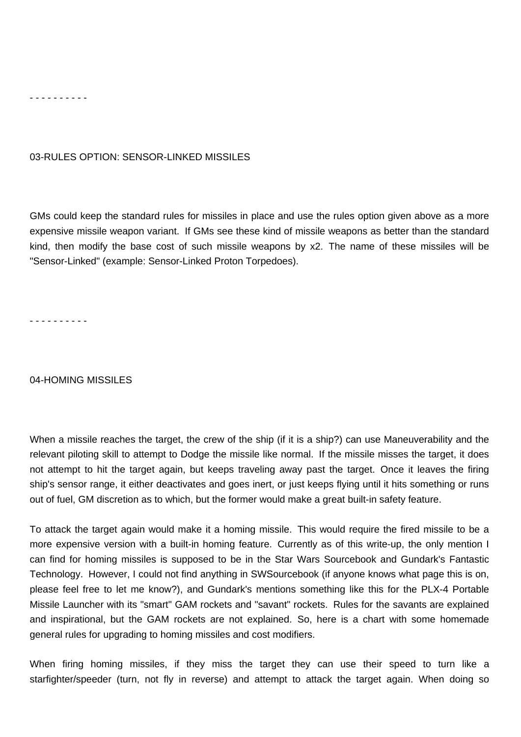- - - - - - - - - -

## 03-RULES OPTION: SENSOR-LINKED MISSILES

GMs could keep the standard rules for missiles in place and use the rules option given above as a more expensive missile weapon variant.  If GMs see these kind of missile weapons as better than the standard kind, then modify the base cost of such missile weapons by x2. The name of these missiles will be "Sensor-Linked" (example: Sensor-Linked Proton Torpedoes).

- - - - - - - - - -

## 04-HOMING MISSILES

When a missile reaches the target, the crew of the ship (if it is a ship?) can use Maneuverability and the relevant piloting skill to attempt to Dodge the missile like normal.  If the missile misses the target, it does not attempt to hit the target again, but keeps traveling away past the target.  Once it leaves the firing ship's sensor range, it either deactivates and goes inert, or just keeps flying until it hits something or runs out of fuel, GM discretion as to which, but the former would make a great built-in safety feature.

To attack the target again would make it a homing missile.  This would require the fired missile to be a more expensive version with a built-in homing feature.  Currently as of this write-up, the only mention I can find for homing missiles is supposed to be in the Star Wars Sourcebook and Gundark's Fantastic Technology.  However, I could not find anything in SWSourcebook (if anyone knows what page this is on, please feel free to let me know?), and Gundark's mentions something like this for the PLX-4 Portable Missile Launcher with its "smart" GAM rockets and "savant" rockets.  Rules for the savants are explained and inspirational, but the GAM rockets are not explained. So, here is a chart with some homemade general rules for upgrading to homing missiles and cost modifiers.

When firing homing missiles, if they miss the target they can use their speed to turn like a starfighter/speeder (turn, not fly in reverse) and attempt to attack the target again. When doing so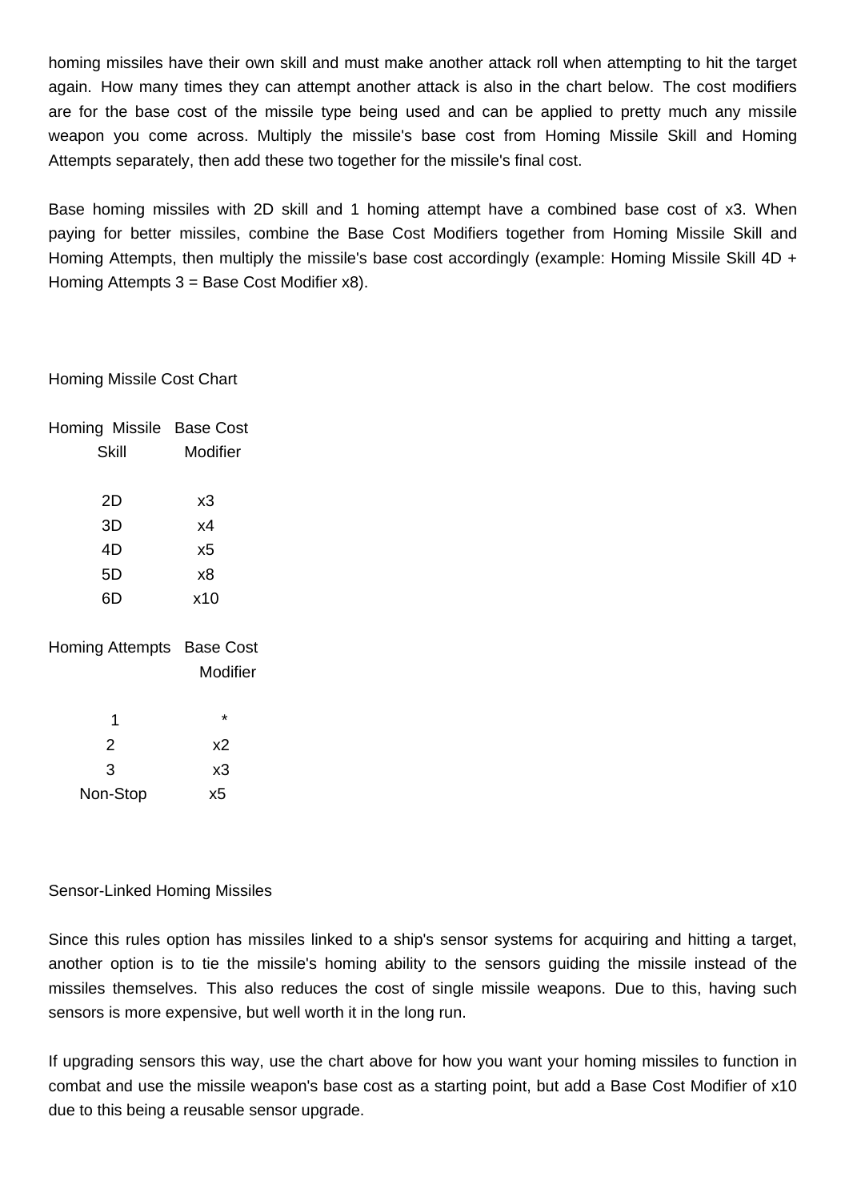homing missiles have their own skill and must make another attack roll when attempting to hit the target again. How many times they can attempt another attack is also in the chart below. The cost modifiers are for the base cost of the missile type being used and can be applied to pretty much any missile weapon you come across. Multiply the missile's base cost from Homing Missile Skill and Homing Attempts separately, then add these two together for the missile's final cost.

Base homing missiles with 2D skill and 1 homing attempt have a combined base cost of x3. When paying for better missiles, combine the Base Cost Modifiers together from Homing Missile Skill and Homing Attempts, then multiply the missile's base cost accordingly (example: Homing Missile Skill 4D + Homing Attempts 3 = Base Cost Modifier x8).

Homing Missile Cost Chart

| Homing Missile Skill | Base Cost Modifier |
|---|---|
| 2D | x3 |
| 3D | x4 |
| 4D | x5 |
| 5D | x8 |
| 6D | x10 |

| Homing Attempts | Base Cost Modifier |
|---|---|
| 1 | * |
| 2 | x2 |
| 3 | x3 |
| Non-Stop | x5 |

Sensor-Linked Homing Missiles

Since this rules option has missiles linked to a ship's sensor systems for acquiring and hitting a target, another option is to tie the missile's homing ability to the sensors guiding the missile instead of the missiles themselves. This also reduces the cost of single missile weapons. Due to this, having such sensors is more expensive, but well worth it in the long run.

If upgrading sensors this way, use the chart above for how you want your homing missiles to function in combat and use the missile weapon's base cost as a starting point, but add a Base Cost Modifier of x10 due to this being a reusable sensor upgrade.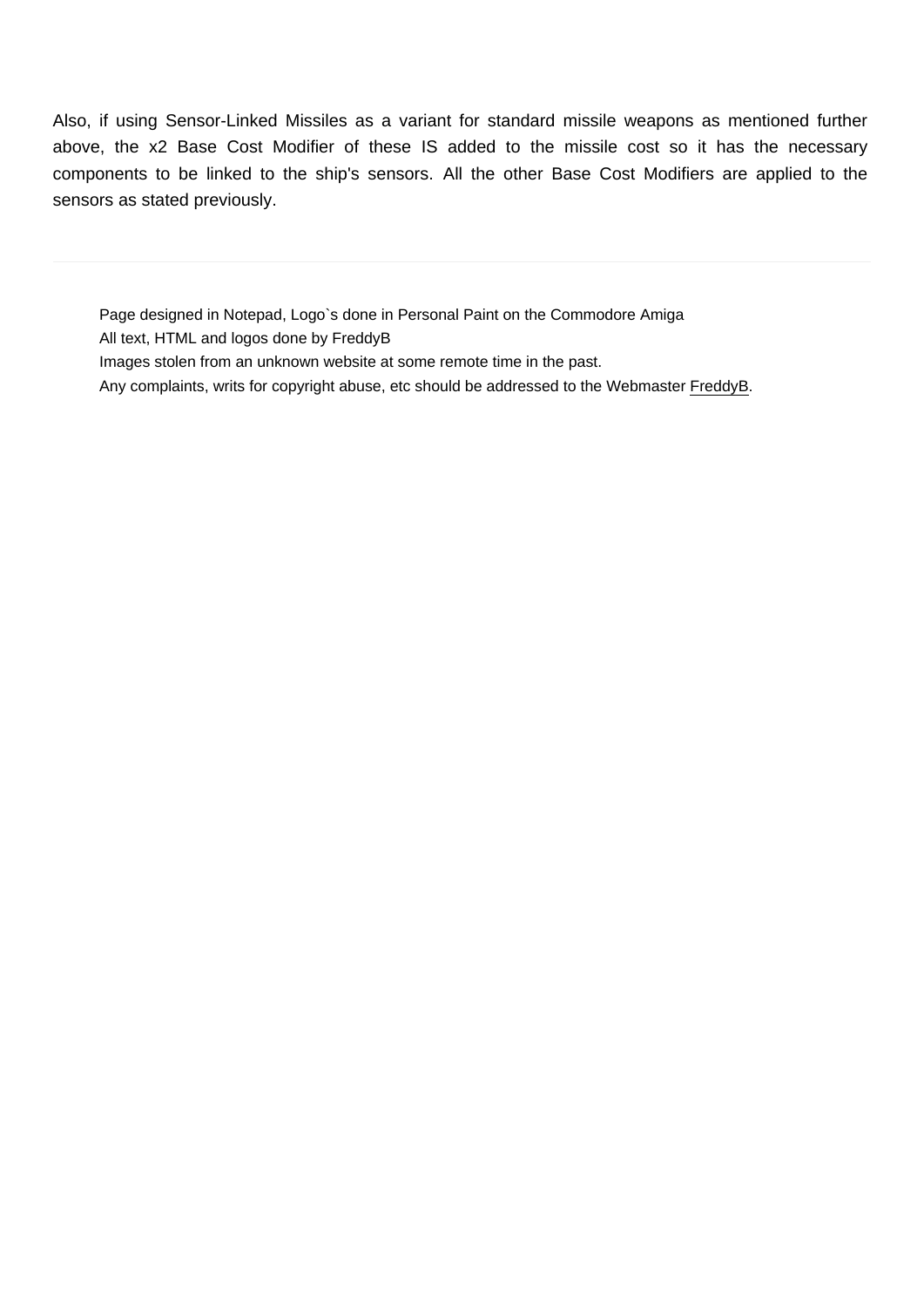Also, if using Sensor-Linked Missiles as a variant for standard missile weapons as mentioned further above, the x2 Base Cost Modifier of these IS added to the missile cost so it has the necessary components to be linked to the ship's sensors. All the other Base Cost Modifiers are applied to the sensors as stated previously.

---

Page designed in Notepad, Logo`s done in Personal Paint on the Commodore Amiga
All text, HTML and logos done by FreddyB
Images stolen from an unknown website at some remote time in the past.
Any complaints, writs for copyright abuse, etc should be addressed to the Webmaster FreddyB.